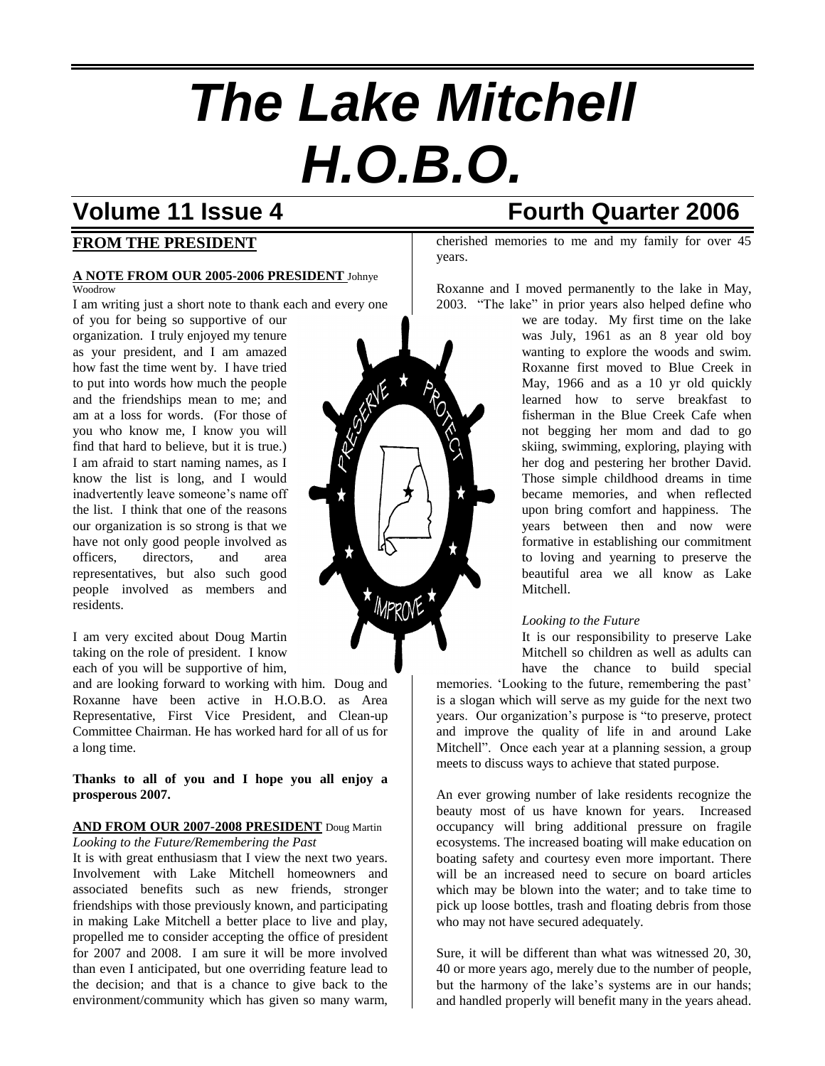# The Lake Mitchell H.O.B.O.

## Volume 11 Issue 4 — Fourth Quarter 2006

## FROM THE PRESIDENT

**A NOTE FROM OUR 2005-2006 PRESIDENT** Johnye Woodrow

I am writing just a short note to thank each and every one of you for being so supportive of our organization. I truly enjoyed my tenure as your president, and I am amazed how fast the time went by. I have tried to put into words how much the people and the friendships mean to me; and am at a loss for words. (For those of you who know me, I know you will find that hard to believe, but it is true.) I am afraid to start naming names, as I know the list is long, and I would inadvertently leave someone's name off the list. I think that one of the reasons our organization is so strong is that we have not only good people involved as officers, directors, and area representatives, but also such good people involved as members and residents.

I am very excited about Doug Martin taking on the role of president. I know each of you will be supportive of him, and are looking forward to working with him. Doug and Roxanne have been active in H.O.B.O. as Area Representative, First Vice President, and Clean-up Committee Chairman. He has worked hard for all of us for a long time.

**Thanks to all of you and I hope you all enjoy a prosperous 2007.**

**AND FROM OUR 2007-2008 PRESIDENT** Doug Martin

*Looking to the Future/Remembering the Past*

It is with great enthusiasm that I view the next two years. Involvement with Lake Mitchell homeowners and associated benefits such as new friends, stronger friendships with those previously known, and participating in making Lake Mitchell a better place to live and play, propelled me to consider accepting the office of president for 2007 and 2008. I am sure it will be more involved than even I anticipated, but one overriding feature lead to the decision; and that is a chance to give back to the environment/community which has given so many warm, cherished memories to me and my family for over 45 years.

Roxanne and I moved permanently to the lake in May, 2003. "The lake" in prior years also helped define who we are today. My first time on the lake was July, 1961 as an 8 year old boy wanting to explore the woods and swim. Roxanne first moved to Blue Creek in May, 1966 and as a 10 yr old quickly learned how to serve breakfast to fisherman in the Blue Creek Cafe when not begging her mom and dad to go skiing, swimming, exploring, playing with her dog and pestering her brother David. Those simple childhood dreams in time became memories, and when reflected upon bring comfort and happiness. The years between then and now were formative in establishing our commitment to loving and yearning to preserve the beautiful area we all know as Lake Mitchell.

*Looking to the Future*

It is our responsibility to preserve Lake Mitchell so children as well as adults can have the chance to build special memories. 'Looking to the future, remembering the past' is a slogan which will serve as my guide for the next two years. Our organization's purpose is "to preserve, protect and improve the quality of life in and around Lake Mitchell". Once each year at a planning session, a group meets to discuss ways to achieve that stated purpose.

An ever growing number of lake residents recognize the beauty most of us have known for years. Increased occupancy will bring additional pressure on fragile ecosystems. The increased boating will make education on boating safety and courtesy even more important. There will be an increased need to secure on board articles which may be blown into the water; and to take time to pick up loose bottles, trash and floating debris from those who may not have secured adequately.

Sure, it will be different than what was witnessed 20, 30, 40 or more years ago, merely due to the number of people, but the harmony of the lake's systems are in our hands; and handled properly will benefit many in the years ahead.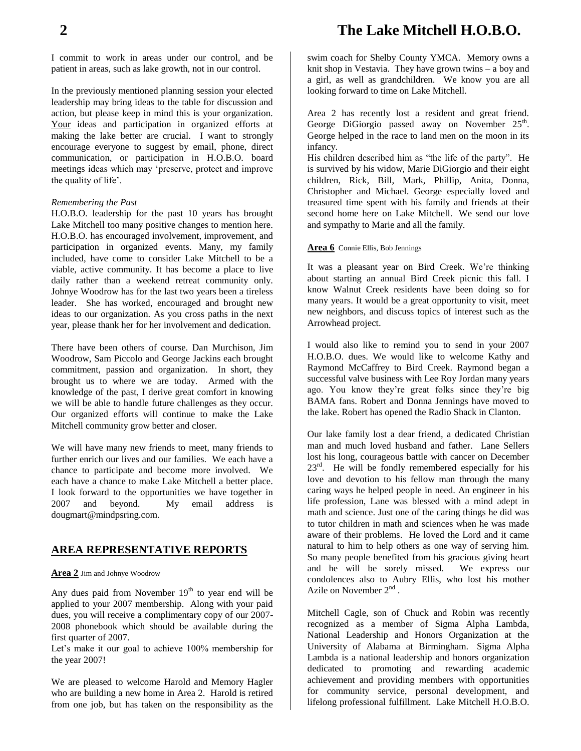I commit to work in areas under our control, and be patient in areas, such as lake growth, not in our control.

In the previously mentioned planning session your elected leadership may bring ideas to the table for discussion and action, but please keep in mind this is your organization. Your ideas and participation in organized efforts at making the lake better are crucial. I want to strongly encourage everyone to suggest by email, phone, direct communication, or participation in H.O.B.O. board meetings ideas which may 'preserve, protect and improve the quality of life'.

*Remembering the Past*

H.O.B.O. leadership for the past 10 years has brought Lake Mitchell too many positive changes to mention here. H.O.B.O. has encouraged involvement, improvement, and participation in organized events. Many, my family included, have come to consider Lake Mitchell to be a viable, active community. It has become a place to live daily rather than a weekend retreat community only. Johnye Woodrow has for the last two years been a tireless leader. She has worked, encouraged and brought new ideas to our organization. As you cross paths in the next year, please thank her for her involvement and dedication.

There have been others of course. Dan Murchison, Jim Woodrow, Sam Piccolo and George Jackins each brought commitment, passion and organization. In short, they brought us to where we are today. Armed with the knowledge of the past, I derive great comfort in knowing we will be able to handle future challenges as they occur. Our organized efforts will continue to make the Lake Mitchell community grow better and closer.

We will have many new friends to meet, many friends to further enrich our lives and our families. We each have a chance to participate and become more involved. We each have a chance to make Lake Mitchell a better place. I look forward to the opportunities we have together in 2007 and beyond. My email address is dougmart@mindpsring.com.

## AREA REPRESENTATIVE REPORTS

**Area 2** Jim and Johnye Woodrow

Any dues paid from November 19th to year end will be applied to your 2007 membership. Along with your paid dues, you will receive a complimentary copy of our 2007-2008 phonebook which should be available during the first quarter of 2007.

Let's make it our goal to achieve 100% membership for the year 2007!

We are pleased to welcome Harold and Memory Hagler who are building a new home in Area 2. Harold is retired from one job, but has taken on the responsibility as the swim coach for Shelby County YMCA. Memory owns a knit shop in Vestavia. They have grown twins – a boy and a girl, as well as grandchildren. We know you are all looking forward to time on Lake Mitchell.

Area 2 has recently lost a resident and great friend. George DiGiorgio passed away on November 25th. George helped in the race to land men on the moon in its infancy.

His children described him as "the life of the party". He is survived by his widow, Marie DiGiorgio and their eight children, Rick, Bill, Mark, Phillip, Anita, Donna, Christopher and Michael. George especially loved and treasured time spent with his family and friends at their second home here on Lake Mitchell. We send our love and sympathy to Marie and all the family.

**Area 6** Connie Ellis, Bob Jennings

It was a pleasant year on Bird Creek. We're thinking about starting an annual Bird Creek picnic this fall. I know Walnut Creek residents have been doing so for many years. It would be a great opportunity to visit, meet new neighbors, and discuss topics of interest such as the Arrowhead project.

I would also like to remind you to send in your 2007 H.O.B.O. dues. We would like to welcome Kathy and Raymond McCaffrey to Bird Creek. Raymond began a successful valve business with Lee Roy Jordan many years ago. You know they're great folks since they're big BAMA fans. Robert and Donna Jennings have moved to the lake. Robert has opened the Radio Shack in Clanton.

Our lake family lost a dear friend, a dedicated Christian man and much loved husband and father. Lane Sellers lost his long, courageous battle with cancer on December 23rd. He will be fondly remembered especially for his love and devotion to his fellow man through the many caring ways he helped people in need. An engineer in his life profession, Lane was blessed with a mind adept in math and science. Just one of the caring things he did was to tutor children in math and sciences when he was made aware of their problems. He loved the Lord and it came natural to him to help others as one way of serving him. So many people benefited from his gracious giving heart and he will be sorely missed. We express our condolences also to Aubry Ellis, who lost his mother Azile on November 2nd.

Mitchell Cagle, son of Chuck and Robin was recently recognized as a member of Sigma Alpha Lambda, National Leadership and Honors Organization at the University of Alabama at Birmingham. Sigma Alpha Lambda is a national leadership and honors organization dedicated to promoting and rewarding academic achievement and providing members with opportunities for community service, personal development, and lifelong professional fulfillment. Lake Mitchell H.O.B.O.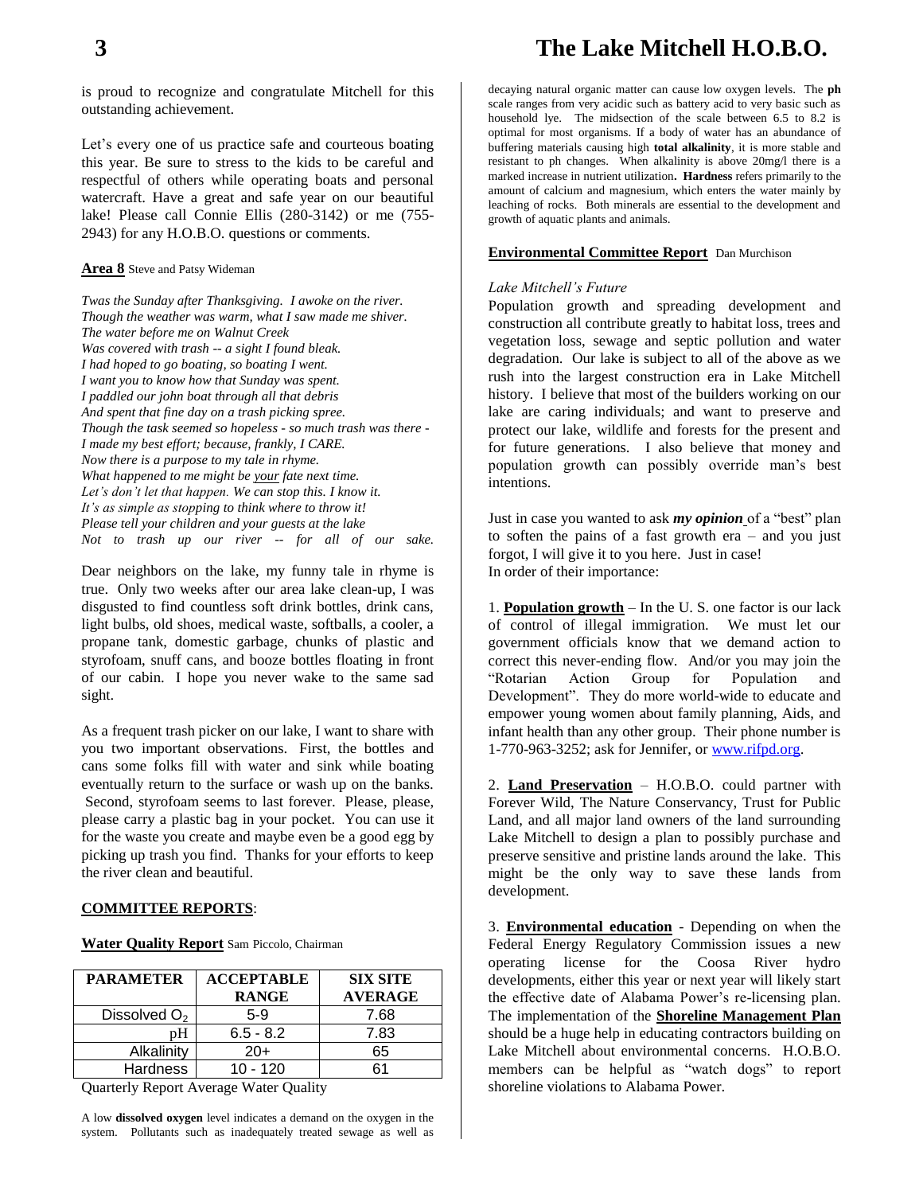is proud to recognize and congratulate Mitchell for this outstanding achievement.

Let's every one of us practice safe and courteous boating this year. Be sure to stress to the kids to be careful and respectful of others while operating boats and personal watercraft. Have a great and safe year on our beautiful lake! Please call Connie Ellis (280-3142) or me (755-2943) for any H.O.B.O. questions or comments.

**Area 8** Steve and Patsy Wideman

*Twas the Sunday after Thanksgiving. I awoke on the river.*
*Though the weather was warm, what I saw made me shiver.*
*The water before me on Walnut Creek*
*Was covered with trash -- a sight I found bleak.*
*I had hoped to go boating, so boating I went.*
*I want you to know how that Sunday was spent.*
*I paddled our john boat through all that debris*
*And spent that fine day on a trash picking spree.*
*Though the task seemed so hopeless - so much trash was there -*
*I made my best effort; because, frankly, I CARE.*
*Now there is a purpose to my tale in rhyme.*
*What happened to me might be your fate next time.*
*Let's don't let that happen. We can stop this. I know it.*
*It's as simple as stopping to think where to throw it!*
*Please tell your children and your guests at the lake*
*Not to trash up our river -- for all of our sake.*

Dear neighbors on the lake, my funny tale in rhyme is true. Only two weeks after our area lake clean-up, I was disgusted to find countless soft drink bottles, drink cans, light bulbs, old shoes, medical waste, softballs, a cooler, a propane tank, domestic garbage, chunks of plastic and styrofoam, snuff cans, and booze bottles floating in front of our cabin. I hope you never wake to the same sad sight.

As a frequent trash picker on our lake, I want to share with you two important observations. First, the bottles and cans some folks fill with water and sink while boating eventually return to the surface or wash up on the banks. Second, styrofoam seems to last forever. Please, please, please carry a plastic bag in your pocket. You can use it for the waste you create and maybe even be a good egg by picking up trash you find. Thanks for your efforts to keep the river clean and beautiful.

## COMMITTEE REPORTS:

**Water Quality Report** Sam Piccolo, Chairman

| PARAMETER | ACCEPTABLE RANGE | SIX SITE AVERAGE |
|---|---|---|
| Dissolved $O_2$ | 5-9 | 7.68 |
| pH | 6.5 - 8.2 | 7.83 |
| Alkalinity | 20+ | 65 |
| Hardness | 10 - 120 | 61 |

Quarterly Report Average Water Quality

A low **dissolved oxygen** level indicates a demand on the oxygen in the system. Pollutants such as inadequately treated sewage as well as decaying natural organic matter can cause low oxygen levels. The **ph** scale ranges from very acidic such as battery acid to very basic such as household lye. The midsection of the scale between 6.5 to 8.2 is optimal for most organisms. If a body of water has an abundance of buffering materials causing high **total alkalinity**, it is more stable and resistant to ph changes. When alkalinity is above 20mg/l there is a marked increase in nutrient utilization**.** **Hardness** refers primarily to the amount of calcium and magnesium, which enters the water mainly by leaching of rocks. Both minerals are essential to the development and growth of aquatic plants and animals.

**Environmental Committee Report** Dan Murchison

*Lake Mitchell's Future*

Population growth and spreading development and construction all contribute greatly to habitat loss, trees and vegetation loss, sewage and septic pollution and water degradation. Our lake is subject to all of the above as we rush into the largest construction era in Lake Mitchell history. I believe that most of the builders working on our lake are caring individuals; and want to preserve and protect our lake, wildlife and forests for the present and for future generations. I also believe that money and population growth can possibly override man's best intentions.

Just in case you wanted to ask ***my opinion*** of a "best" plan to soften the pains of a fast growth era – and you just forgot, I will give it to you here. Just in case!
In order of their importance:

1. **Population growth** – In the U. S. one factor is our lack of control of illegal immigration. We must let our government officials know that we demand action to correct this never-ending flow. And/or you may join the "Rotarian Action Group for Population and Development". They do more world-wide to educate and empower young women about family planning, Aids, and infant health than any other group. Their phone number is 1-770-963-3252; ask for Jennifer, or www.rifpd.org.

2. **Land Preservation** – H.O.B.O. could partner with Forever Wild, The Nature Conservancy, Trust for Public Land, and all major land owners of the land surrounding Lake Mitchell to design a plan to possibly purchase and preserve sensitive and pristine lands around the lake. This might be the only way to save these lands from development.

3. **Environmental education** - Depending on when the Federal Energy Regulatory Commission issues a new operating license for the Coosa River hydro developments, either this year or next year will likely start the effective date of Alabama Power's re-licensing plan. The implementation of the **Shoreline Management Plan** should be a huge help in educating contractors building on Lake Mitchell about environmental concerns. H.O.B.O. members can be helpful as "watch dogs" to report shoreline violations to Alabama Power.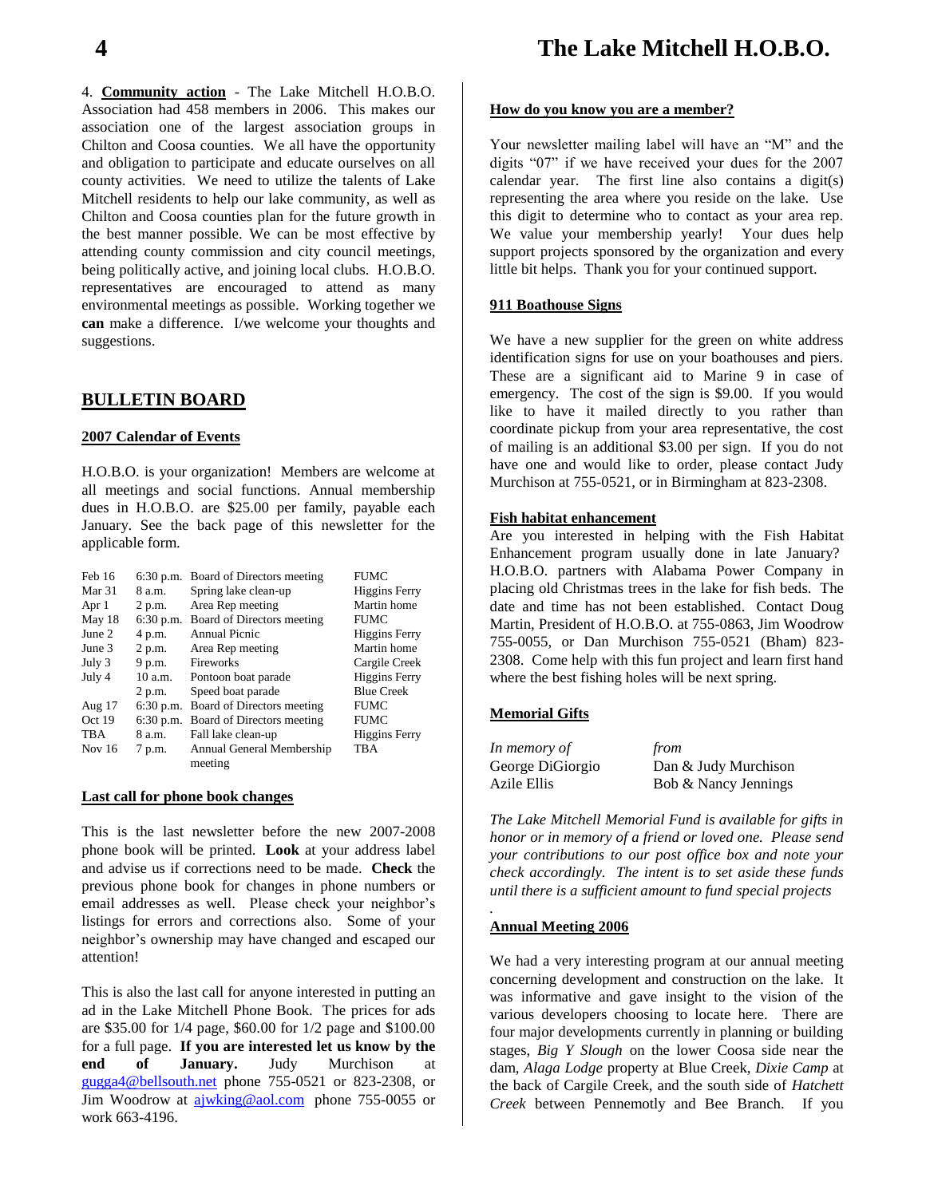4. **Community action** - The Lake Mitchell H.O.B.O. Association had 458 members in 2006. This makes our association one of the largest association groups in Chilton and Coosa counties. We all have the opportunity and obligation to participate and educate ourselves on all county activities. We need to utilize the talents of Lake Mitchell residents to help our lake community, as well as Chilton and Coosa counties plan for the future growth in the best manner possible. We can be most effective by attending county commission and city council meetings, being politically active, and joining local clubs. H.O.B.O. representatives are encouraged to attend as many environmental meetings as possible. Working together we **can** make a difference. I/we welcome your thoughts and suggestions.

## BULLETIN BOARD

### 2007 Calendar of Events

H.O.B.O. is your organization! Members are welcome at all meetings and social functions. Annual membership dues in H.O.B.O. are $25.00 per family, payable each January. See the back page of this newsletter for the applicable form.

| Date | Time | Event | Location |
|---|---|---|---|
| Feb 16 | 6:30 p.m. | Board of Directors meeting | FUMC |
| Mar 31 | 8 a.m. | Spring lake clean-up | Higgins Ferry |
| Apr 1 | 2 p.m. | Area Rep meeting | Martin home |
| May 18 | 6:30 p.m. | Board of Directors meeting | FUMC |
| June 2 | 4 p.m. | Annual Picnic | Higgins Ferry |
| June 3 | 2 p.m. | Area Rep meeting | Martin home |
| July 3 | 9 p.m. | Fireworks | Cargile Creek |
| July 4 | 10 a.m. | Pontoon boat parade | Higgins Ferry |
| | 2 p.m. | Speed boat parade | Blue Creek |
| Aug 17 | 6:30 p.m. | Board of Directors meeting | FUMC |
| Oct 19 | 6:30 p.m. | Board of Directors meeting | FUMC |
| TBA | 8 a.m. | Fall lake clean-up | Higgins Ferry |
| Nov 16 | 7 p.m. | Annual General Membership meeting | TBA |

### Last call for phone book changes

This is the last newsletter before the new 2007-2008 phone book will be printed. **Look** at your address label and advise us if corrections need to be made. **Check** the previous phone book for changes in phone numbers or email addresses as well. Please check your neighbor's listings for errors and corrections also. Some of your neighbor's ownership may have changed and escaped our attention!

This is also the last call for anyone interested in putting an ad in the Lake Mitchell Phone Book. The prices for ads are $35.00 for 1/4 page, $60.00 for 1/2 page and $100.00 for a full page. **If you are interested let us know by the end of January.** Judy Murchison at gugga4@bellsouth.net phone 755-0521 or 823-2308, or Jim Woodrow at ajwking@aol.com phone 755-0055 or work 663-4196.

### How do you know you are a member?

Your newsletter mailing label will have an "M" and the digits "07" if we have received your dues for the 2007 calendar year. The first line also contains a digit(s) representing the area where you reside on the lake. Use this digit to determine who to contact as your area rep. We value your membership yearly! Your dues help support projects sponsored by the organization and every little bit helps. Thank you for your continued support.

### 911 Boathouse Signs

We have a new supplier for the green on white address identification signs for use on your boathouses and piers. These are a significant aid to Marine 9 in case of emergency. The cost of the sign is $9.00. If you would like to have it mailed directly to you rather than coordinate pickup from your area representative, the cost of mailing is an additional $3.00 per sign. If you do not have one and would like to order, please contact Judy Murchison at 755-0521, or in Birmingham at 823-2308.

### Fish habitat enhancement

Are you interested in helping with the Fish Habitat Enhancement program usually done in late January? H.O.B.O. partners with Alabama Power Company in placing old Christmas trees in the lake for fish beds. The date and time has not been established. Contact Doug Martin, President of H.O.B.O. at 755-0863, Jim Woodrow 755-0055, or Dan Murchison 755-0521 (Bham) 823-2308. Come help with this fun project and learn first hand where the best fishing holes will be next spring.

### Memorial Gifts

| *In memory of* | *from* |
|---|---|
| George DiGiorgio | Dan & Judy Murchison |
| Azile Ellis | Bob & Nancy Jennings |

*The Lake Mitchell Memorial Fund is available for gifts in honor or in memory of a friend or loved one. Please send your contributions to our post office box and note your check accordingly. The intent is to set aside these funds until there is a sufficient amount to fund special projects*

.

### Annual Meeting 2006

We had a very interesting program at our annual meeting concerning development and construction on the lake. It was informative and gave insight to the vision of the various developers choosing to locate here. There are four major developments currently in planning or building stages, *Big Y Slough* on the lower Coosa side near the dam, *Alaga Lodge* property at Blue Creek, *Dixie Camp* at the back of Cargile Creek, and the south side of *Hatchett Creek* between Pennemotly and Bee Branch. If you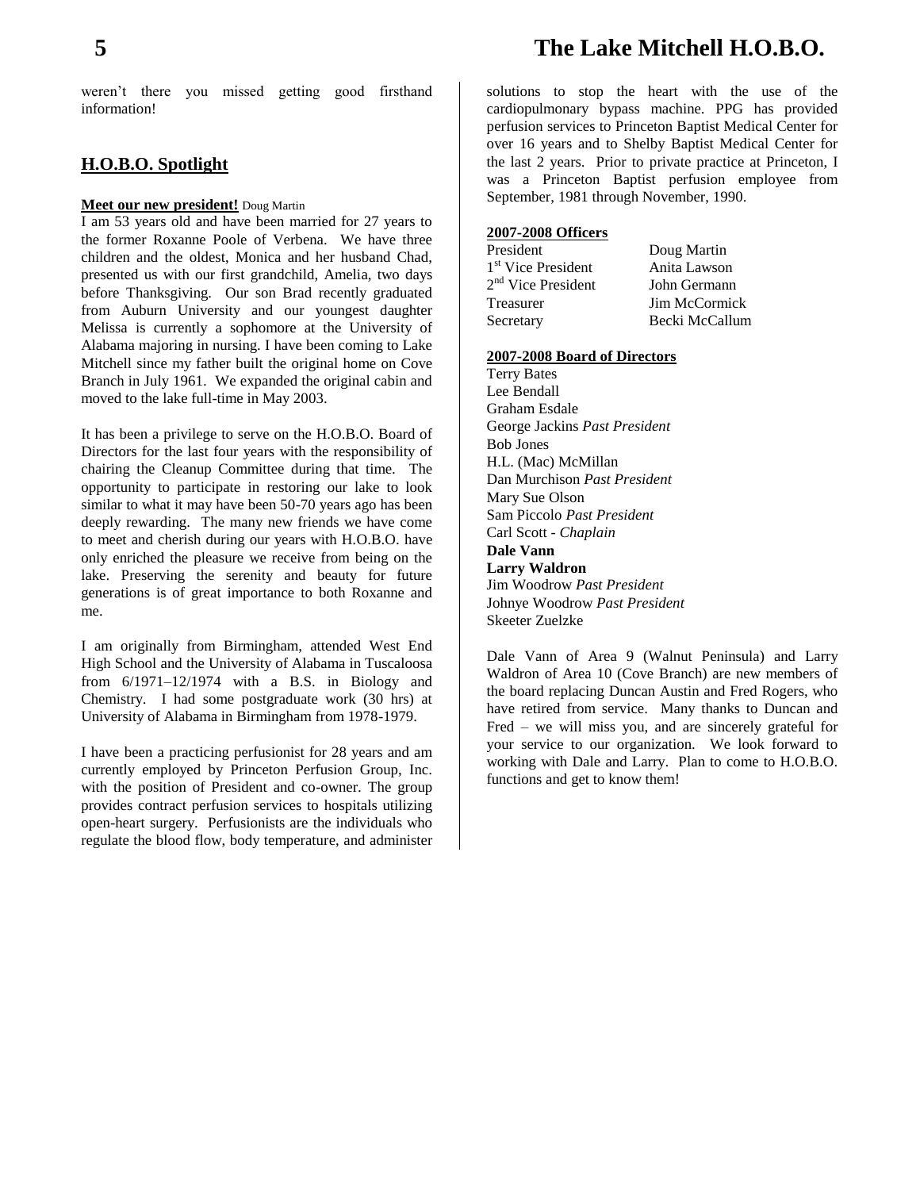weren't there you missed getting good firsthand information!

## H.O.B.O. Spotlight

**Meet our new president!** Doug Martin

I am 53 years old and have been married for 27 years to the former Roxanne Poole of Verbena. We have three children and the oldest, Monica and her husband Chad, presented us with our first grandchild, Amelia, two days before Thanksgiving. Our son Brad recently graduated from Auburn University and our youngest daughter Melissa is currently a sophomore at the University of Alabama majoring in nursing. I have been coming to Lake Mitchell since my father built the original home on Cove Branch in July 1961. We expanded the original cabin and moved to the lake full-time in May 2003.

It has been a privilege to serve on the H.O.B.O. Board of Directors for the last four years with the responsibility of chairing the Cleanup Committee during that time. The opportunity to participate in restoring our lake to look similar to what it may have been 50-70 years ago has been deeply rewarding. The many new friends we have come to meet and cherish during our years with H.O.B.O. have only enriched the pleasure we receive from being on the lake. Preserving the serenity and beauty for future generations is of great importance to both Roxanne and me.

I am originally from Birmingham, attended West End High School and the University of Alabama in Tuscaloosa from 6/1971–12/1974 with a B.S. in Biology and Chemistry. I had some postgraduate work (30 hrs) at University of Alabama in Birmingham from 1978-1979.

I have been a practicing perfusionist for 28 years and am currently employed by Princeton Perfusion Group, Inc. with the position of President and co-owner. The group provides contract perfusion services to hospitals utilizing open-heart surgery. Perfusionists are the individuals who regulate the blood flow, body temperature, and administer solutions to stop the heart with the use of the cardiopulmonary bypass machine. PPG has provided perfusion services to Princeton Baptist Medical Center for over 16 years and to Shelby Baptist Medical Center for the last 2 years. Prior to private practice at Princeton, I was a Princeton Baptist perfusion employee from September, 1981 through November, 1990.

**2007-2008 Officers**

| | |
|---|---|
| President | Doug Martin |
| 1st Vice President | Anita Lawson |
| 2nd Vice President | John Germann |
| Treasurer | Jim McCormick |
| Secretary | Becki McCallum |

**2007-2008 Board of Directors**

Terry Bates
Lee Bendall
Graham Esdale
George Jackins *Past President*
Bob Jones
H.L. (Mac) McMillan
Dan Murchison *Past President*
Mary Sue Olson
Sam Piccolo *Past President*
Carl Scott - *Chaplain*
**Dale Vann**
**Larry Waldron**
Jim Woodrow *Past President*
Johnye Woodrow *Past President*
Skeeter Zuelzke

Dale Vann of Area 9 (Walnut Peninsula) and Larry Waldron of Area 10 (Cove Branch) are new members of the board replacing Duncan Austin and Fred Rogers, who have retired from service. Many thanks to Duncan and Fred – we will miss you, and are sincerely grateful for your service to our organization. We look forward to working with Dale and Larry. Plan to come to H.O.B.O. functions and get to know them!